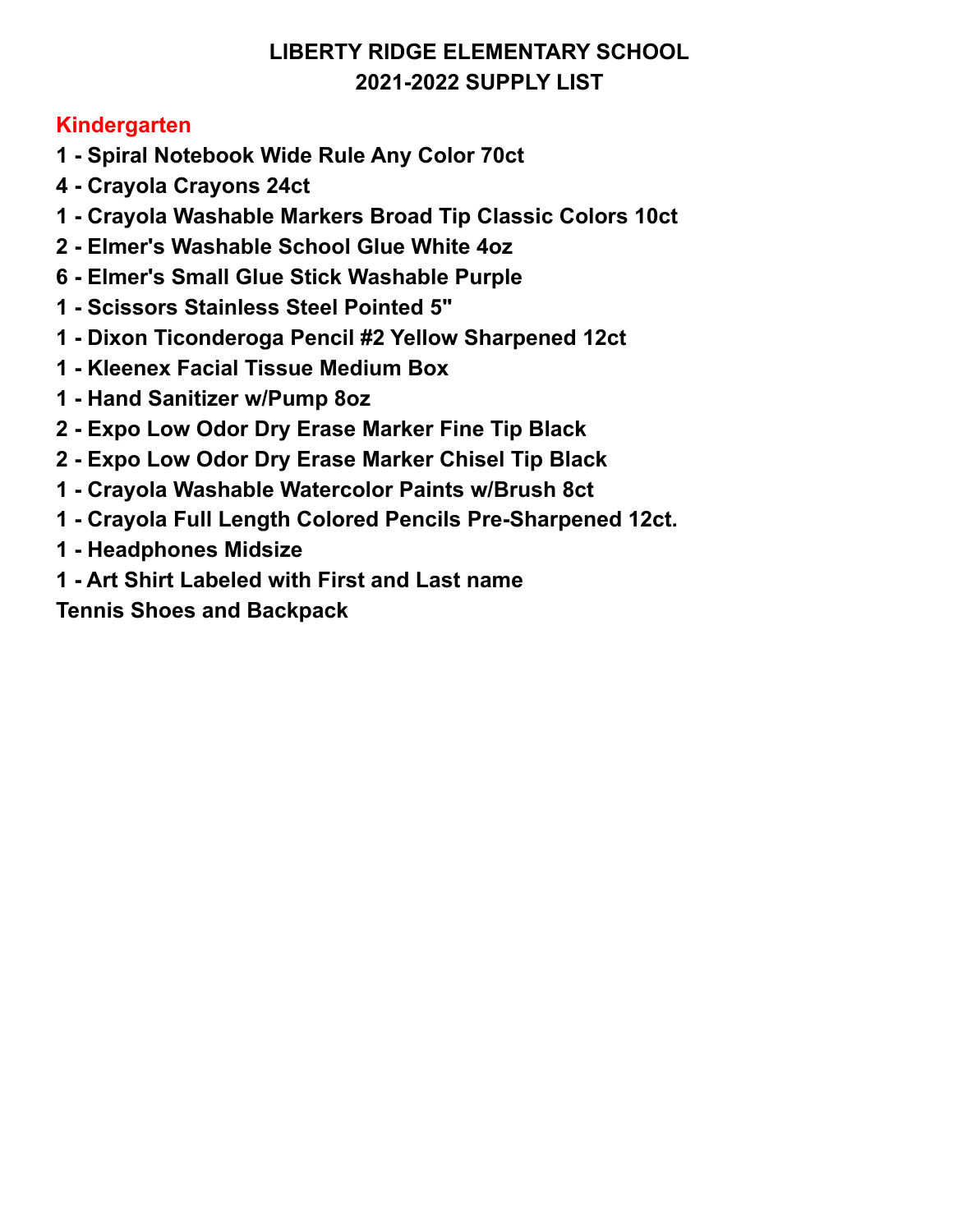# LIBERTY RIDGE ELEMENTARY SCHOOL
# 2021-2022 SUPPLY LIST

## Kindergarten

**1 - Spiral Notebook Wide Rule Any Color 70ct**
**4 - Crayola Crayons 24ct**
**1 - Crayola Washable Markers Broad Tip Classic Colors 10ct**
**2 - Elmer's Washable School Glue White 4oz**
**6 - Elmer's Small Glue Stick Washable Purple**
**1 - Scissors Stainless Steel Pointed 5"**
**1 - Dixon Ticonderoga Pencil #2 Yellow Sharpened 12ct**
**1 - Kleenex Facial Tissue Medium Box**
**1 - Hand Sanitizer w/Pump 8oz**
**2 - Expo Low Odor Dry Erase Marker Fine Tip Black**
**2 - Expo Low Odor Dry Erase Marker Chisel Tip Black**
**1 - Crayola Washable Watercolor Paints w/Brush 8ct**
**1 - Crayola Full Length Colored Pencils Pre-Sharpened 12ct.**
**1 - Headphones Midsize**
**1 - Art Shirt Labeled with First and Last name**
**Tennis Shoes and Backpack**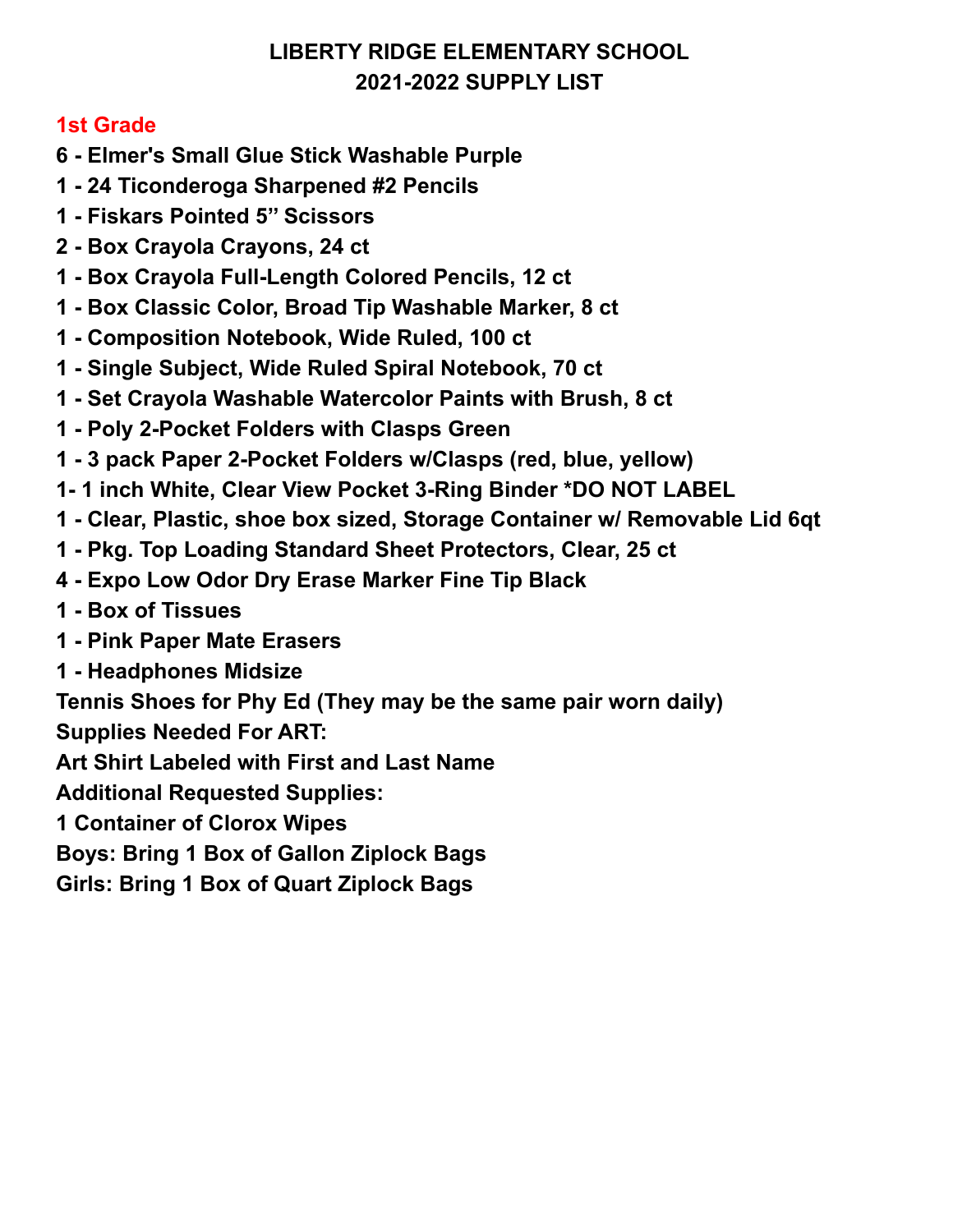# LIBERTY RIDGE ELEMENTARY SCHOOL
# 2021-2022 SUPPLY LIST

## 1st Grade

**6 - Elmer's Small Glue Stick Washable Purple**
**1 - 24 Ticonderoga Sharpened #2 Pencils**
**1 - Fiskars Pointed 5" Scissors**
**2 - Box Crayola Crayons, 24 ct**
**1 - Box Crayola Full-Length Colored Pencils, 12 ct**
**1 - Box Classic Color, Broad Tip Washable Marker, 8 ct**
**1 - Composition Notebook, Wide Ruled, 100 ct**
**1 - Single Subject, Wide Ruled Spiral Notebook, 70 ct**
**1 - Set Crayola Washable Watercolor Paints with Brush, 8 ct**
**1 - Poly 2-Pocket Folders with Clasps Green**
**1 - 3 pack Paper 2-Pocket Folders w/Clasps (red, blue, yellow)**
**1- 1 inch White, Clear View Pocket 3-Ring Binder *DO NOT LABEL**
**1 - Clear, Plastic, shoe box sized, Storage Container w/ Removable Lid 6qt**
**1 - Pkg. Top Loading Standard Sheet Protectors, Clear, 25 ct**
**4 - Expo Low Odor Dry Erase Marker Fine Tip Black**
**1 - Box of Tissues**
**1 - Pink Paper Mate Erasers**
**1 - Headphones Midsize**
**Tennis Shoes for Phy Ed (They may be the same pair worn daily)**
**Supplies Needed For ART:**
**Art Shirt Labeled with First and Last Name**
**Additional Requested Supplies:**
**1 Container of Clorox Wipes**
**Boys: Bring 1 Box of Gallon Ziplock Bags**
**Girls: Bring 1 Box of Quart Ziplock Bags**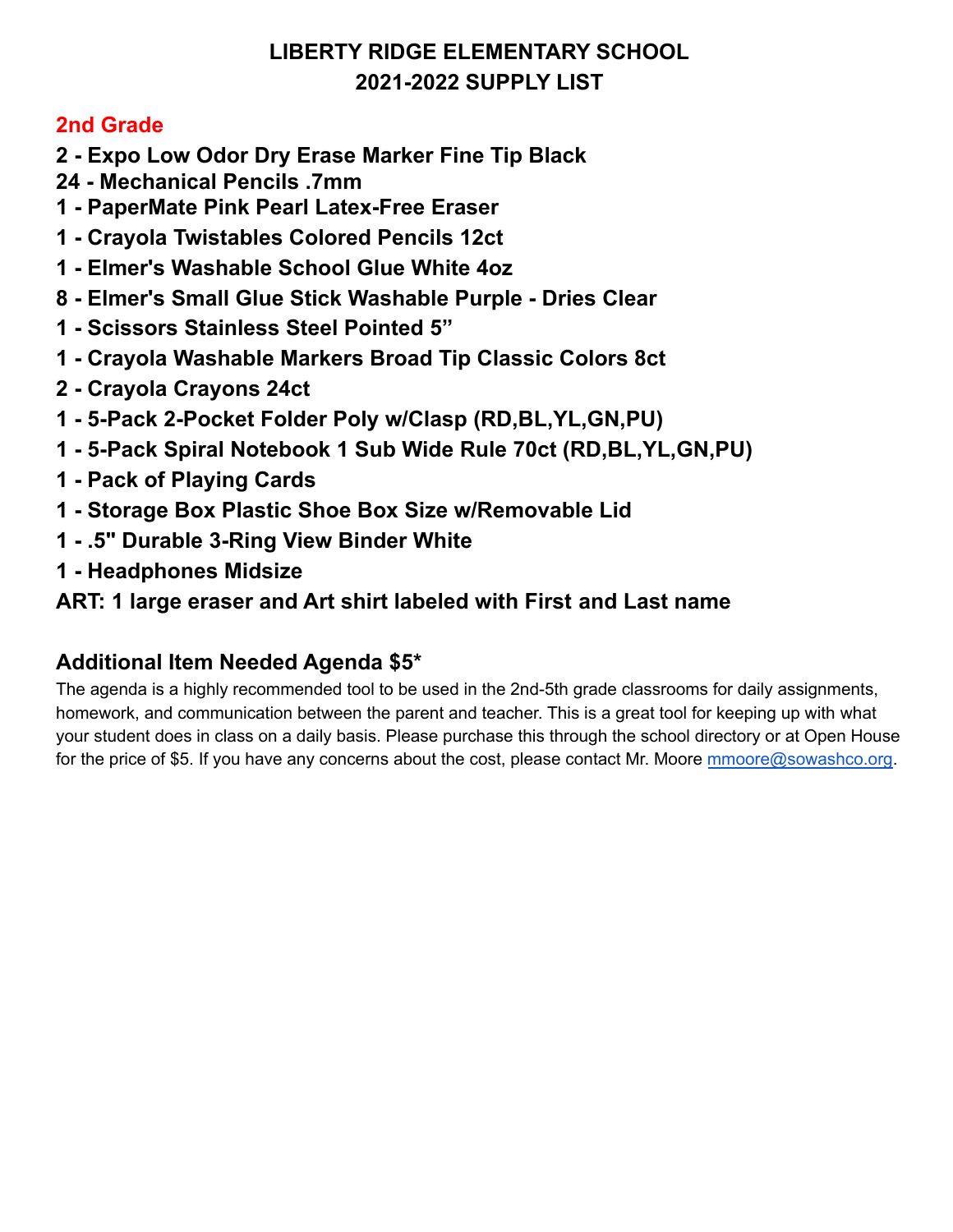# LIBERTY RIDGE ELEMENTARY SCHOOL
# 2021-2022 SUPPLY LIST

## 2nd Grade

**2 - Expo Low Odor Dry Erase Marker Fine Tip Black**
**24 - Mechanical Pencils .7mm**
**1 - PaperMate Pink Pearl Latex-Free Eraser**
**1 - Crayola Twistables Colored Pencils 12ct**
**1 - Elmer's Washable School Glue White 4oz**
**8 - Elmer's Small Glue Stick Washable Purple - Dries Clear**
**1 - Scissors Stainless Steel Pointed 5"**
**1 - Crayola Washable Markers Broad Tip Classic Colors 8ct**
**2 - Crayola Crayons 24ct**
**1 - 5-Pack 2-Pocket Folder Poly w/Clasp (RD,BL,YL,GN,PU)**
**1 - 5-Pack Spiral Notebook 1 Sub Wide Rule 70ct (RD,BL,YL,GN,PU)**
**1 - Pack of Playing Cards**
**1 - Storage Box Plastic Shoe Box Size w/Removable Lid**
**1 - .5" Durable 3-Ring View Binder White**
**1 - Headphones Midsize**
**ART: 1 large eraser and Art shirt labeled with First and Last name**

### Additional Item Needed Agenda $5*

The agenda is a highly recommended tool to be used in the 2nd-5th grade classrooms for daily assignments, homework, and communication between the parent and teacher. This is a great tool for keeping up with what your student does in class on a daily basis. Please purchase this through the school directory or at Open House for the price of $5. If you have any concerns about the cost, please contact Mr. Moore mmoore@sowashco.org.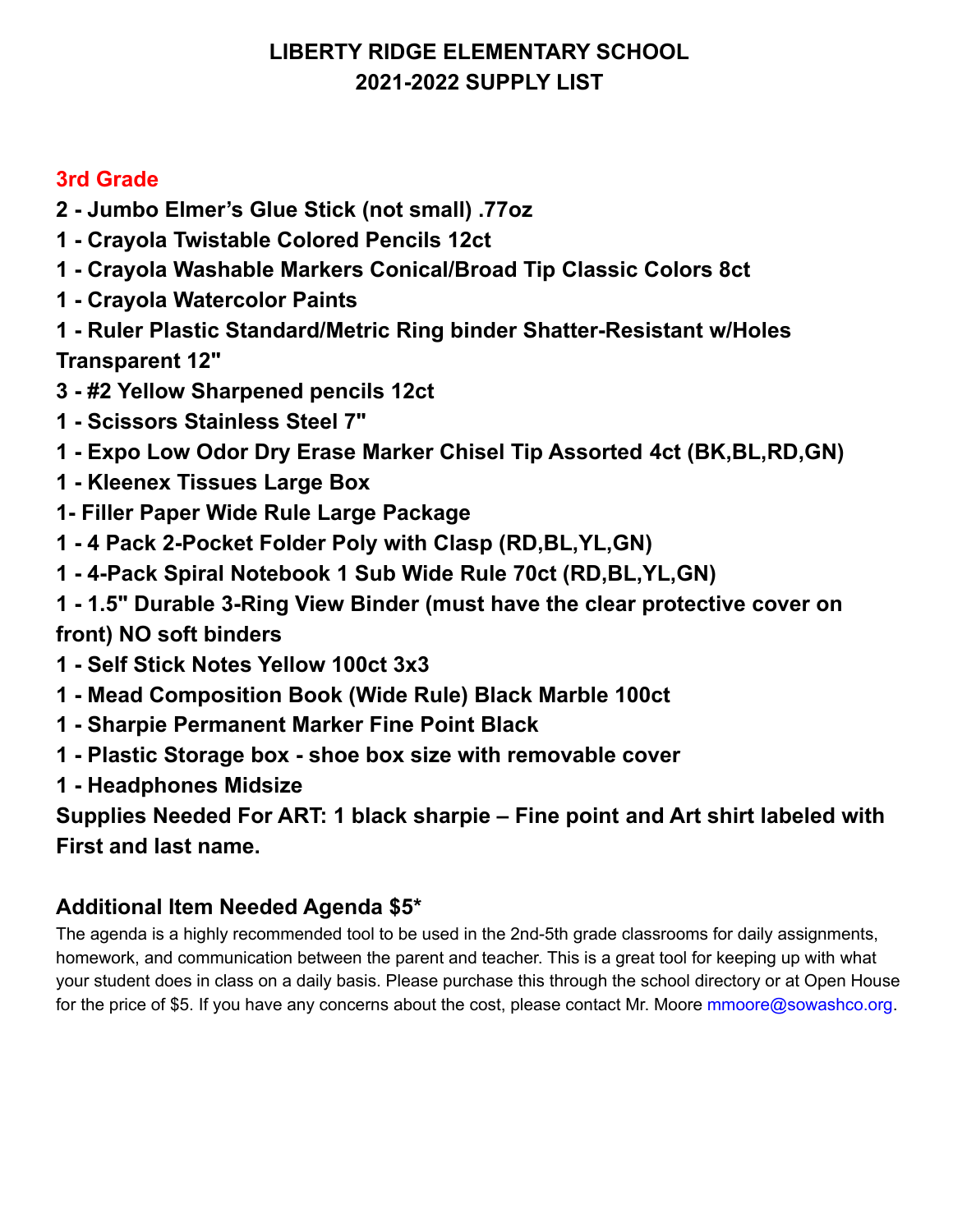# LIBERTY RIDGE ELEMENTARY SCHOOL
# 2021-2022 SUPPLY LIST

## 3rd Grade

**2 - Jumbo Elmer's Glue Stick (not small) .77oz**
**1 - Crayola Twistable Colored Pencils 12ct**
**1 - Crayola Washable Markers Conical/Broad Tip Classic Colors 8ct**
**1 - Crayola Watercolor Paints**
**1 - Ruler Plastic Standard/Metric Ring binder Shatter-Resistant w/Holes Transparent 12"**
**3 - #2 Yellow Sharpened pencils 12ct**
**1 - Scissors Stainless Steel 7"**
**1 - Expo Low Odor Dry Erase Marker Chisel Tip Assorted 4ct (BK,BL,RD,GN)**
**1 - Kleenex Tissues Large Box**
**1- Filler Paper Wide Rule Large Package**
**1 - 4 Pack 2-Pocket Folder Poly with Clasp (RD,BL,YL,GN)**
**1 - 4-Pack Spiral Notebook 1 Sub Wide Rule 70ct (RD,BL,YL,GN)**
**1 - 1.5" Durable 3-Ring View Binder (must have the clear protective cover on front) NO soft binders**
**1 - Self Stick Notes Yellow 100ct 3x3**
**1 - Mead Composition Book (Wide Rule) Black Marble 100ct**
**1 - Sharpie Permanent Marker Fine Point Black**
**1 - Plastic Storage box - shoe box size with removable cover**
**1 - Headphones Midsize**
**Supplies Needed For ART: 1 black sharpie – Fine point and Art shirt labeled with First and last name.**

### Additional Item Needed Agenda $5*

The agenda is a highly recommended tool to be used in the 2nd-5th grade classrooms for daily assignments, homework, and communication between the parent and teacher. This is a great tool for keeping up with what your student does in class on a daily basis. Please purchase this through the school directory or at Open House for the price of $5. If you have any concerns about the cost, please contact Mr. Moore mmoore@sowashco.org.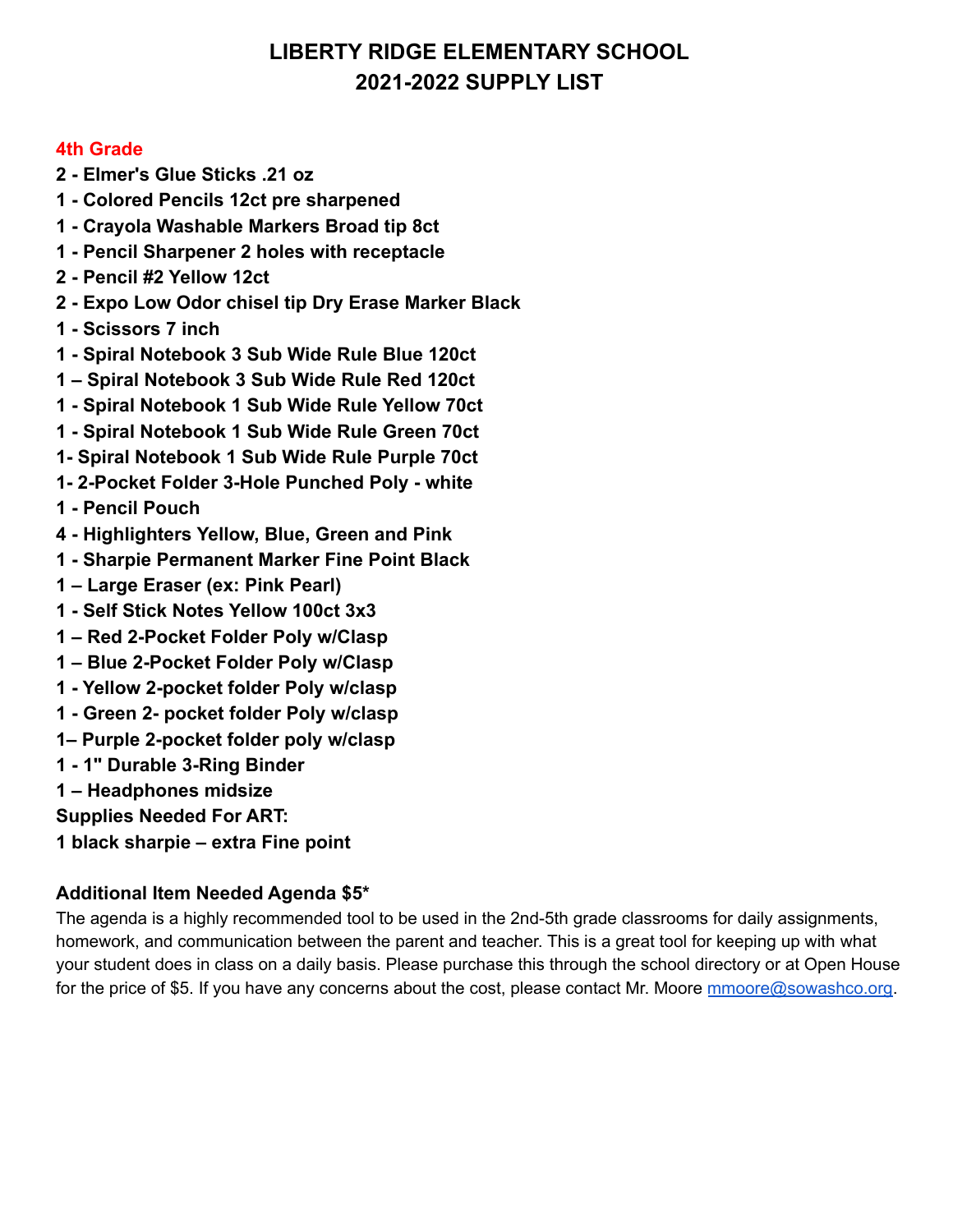# LIBERTY RIDGE ELEMENTARY SCHOOL
# 2021-2022 SUPPLY LIST

## 4th Grade

**2 - Elmer's Glue Sticks .21 oz**
**1 - Colored Pencils 12ct pre sharpened**
**1 - Crayola Washable Markers Broad tip 8ct**
**1 - Pencil Sharpener 2 holes with receptacle**
**2 - Pencil #2 Yellow 12ct**
**2 - Expo Low Odor chisel tip Dry Erase Marker Black**
**1 - Scissors 7 inch**
**1 - Spiral Notebook 3 Sub Wide Rule Blue 120ct**
**1 – Spiral Notebook 3 Sub Wide Rule Red 120ct**
**1 - Spiral Notebook 1 Sub Wide Rule Yellow 70ct**
**1 - Spiral Notebook 1 Sub Wide Rule Green 70ct**
**1- Spiral Notebook 1 Sub Wide Rule Purple 70ct**
**1- 2-Pocket Folder 3-Hole Punched Poly - white**
**1 - Pencil Pouch**
**4 - Highlighters Yellow, Blue, Green and Pink**
**1 - Sharpie Permanent Marker Fine Point Black**
**1 – Large Eraser (ex: Pink Pearl)**
**1 - Self Stick Notes Yellow 100ct 3x3**
**1 – Red 2-Pocket Folder Poly w/Clasp**
**1 – Blue 2-Pocket Folder Poly w/Clasp**
**1 - Yellow 2-pocket folder Poly w/clasp**
**1 - Green 2- pocket folder Poly w/clasp**
**1– Purple 2-pocket folder poly w/clasp**
**1 - 1" Durable 3-Ring Binder**
**1 – Headphones midsize**
**Supplies Needed For ART:**
**1 black sharpie – extra Fine point**

**Additional Item Needed Agenda $5***

The agenda is a highly recommended tool to be used in the 2nd-5th grade classrooms for daily assignments, homework, and communication between the parent and teacher. This is a great tool for keeping up with what your student does in class on a daily basis. Please purchase this through the school directory or at Open House for the price of $5. If you have any concerns about the cost, please contact Mr. Moore mmoore@sowashco.org.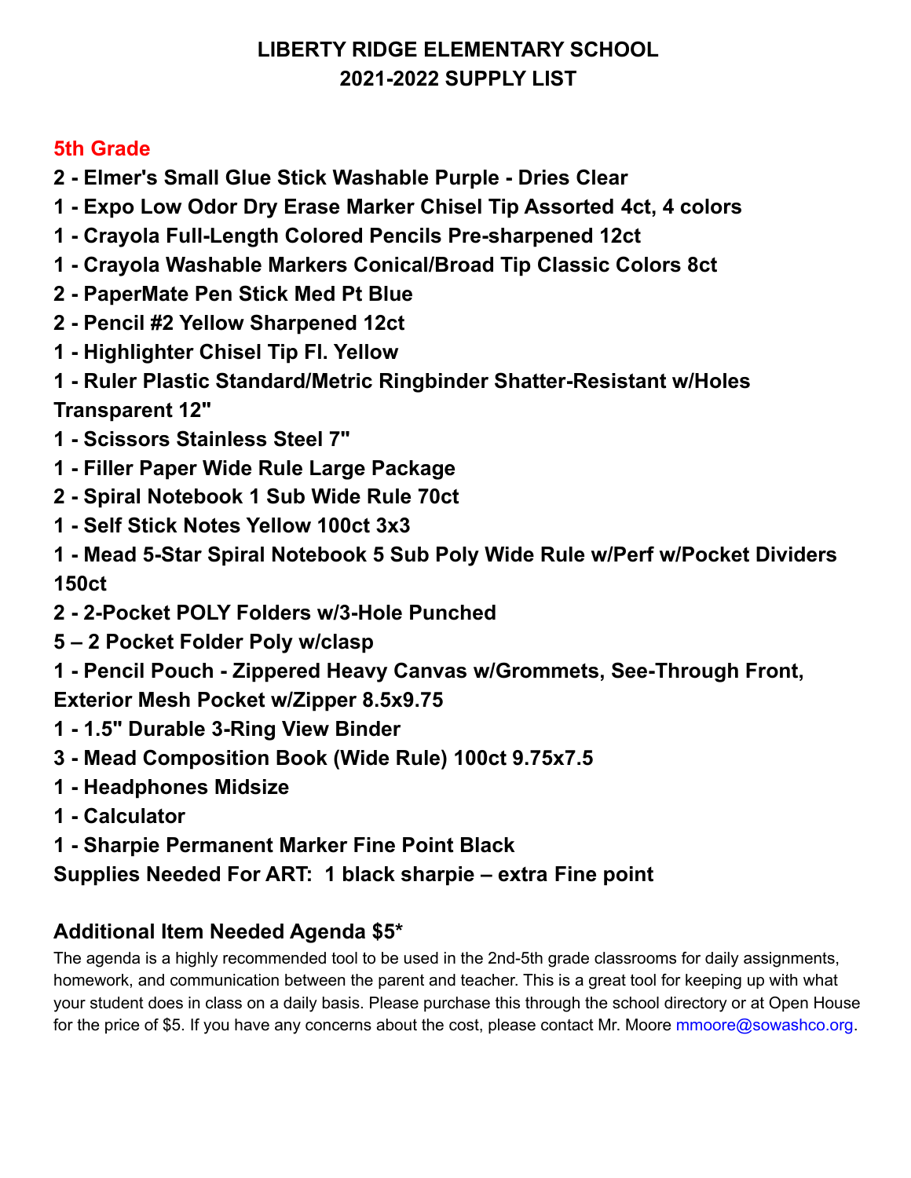# LIBERTY RIDGE ELEMENTARY SCHOOL
# 2021-2022 SUPPLY LIST

## 5th Grade

**2 - Elmer's Small Glue Stick Washable Purple - Dries Clear**
**1 - Expo Low Odor Dry Erase Marker Chisel Tip Assorted 4ct, 4 colors**
**1 - Crayola Full-Length Colored Pencils Pre-sharpened 12ct**
**1 - Crayola Washable Markers Conical/Broad Tip Classic Colors 8ct**
**2 - PaperMate Pen Stick Med Pt Blue**
**2 - Pencil #2 Yellow Sharpened 12ct**
**1 - Highlighter Chisel Tip Fl. Yellow**
**1 - Ruler Plastic Standard/Metric Ringbinder Shatter-Resistant w/Holes Transparent 12"**
**1 - Scissors Stainless Steel 7"**
**1 - Filler Paper Wide Rule Large Package**
**2 - Spiral Notebook 1 Sub Wide Rule 70ct**
**1 - Self Stick Notes Yellow 100ct 3x3**
**1 - Mead 5-Star Spiral Notebook 5 Sub Poly Wide Rule w/Perf w/Pocket Dividers 150ct**
**2 - 2-Pocket POLY Folders w/3-Hole Punched**
**5 – 2 Pocket Folder Poly w/clasp**
**1 - Pencil Pouch - Zippered Heavy Canvas w/Grommets, See-Through Front, Exterior Mesh Pocket w/Zipper 8.5x9.75**
**1 - 1.5" Durable 3-Ring View Binder**
**3 - Mead Composition Book (Wide Rule) 100ct 9.75x7.5**
**1 - Headphones Midsize**
**1 - Calculator**
**1 - Sharpie Permanent Marker Fine Point Black**
**Supplies Needed For ART: 1 black sharpie – extra Fine point**

### Additional Item Needed Agenda $5*

The agenda is a highly recommended tool to be used in the 2nd-5th grade classrooms for daily assignments, homework, and communication between the parent and teacher. This is a great tool for keeping up with what your student does in class on a daily basis. Please purchase this through the school directory or at Open House for the price of $5. If you have any concerns about the cost, please contact Mr. Moore mmoore@sowashco.org.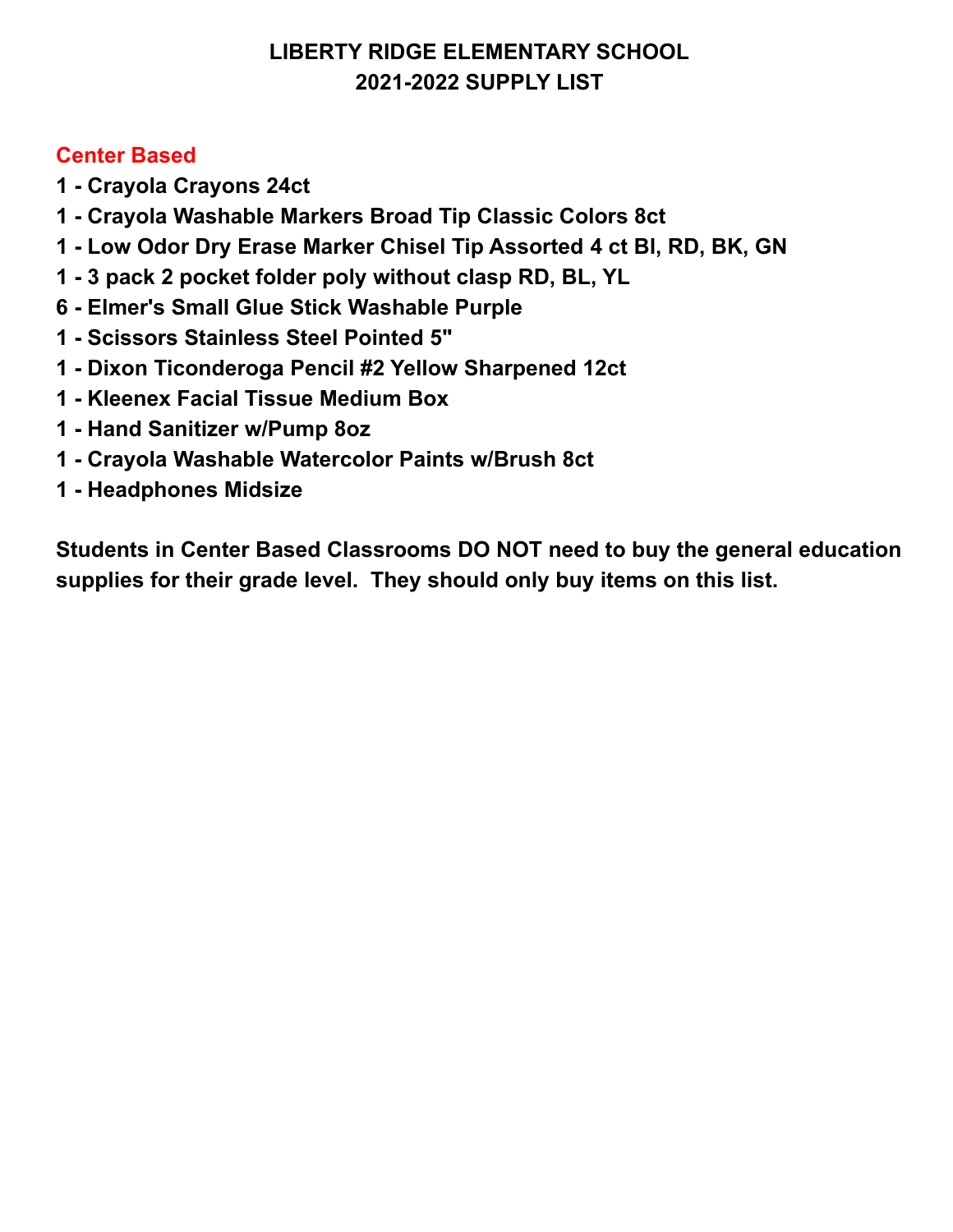**LIBERTY RIDGE ELEMENTARY SCHOOL**
**2021-2022 SUPPLY LIST**

## Center Based

**1 - Crayola Crayons 24ct**
**1 - Crayola Washable Markers Broad Tip Classic Colors 8ct**
**1 - Low Odor Dry Erase Marker Chisel Tip Assorted 4 ct Bl, RD, BK, GN**
**1 - 3 pack 2 pocket folder poly without clasp RD, BL, YL**
**6 - Elmer's Small Glue Stick Washable Purple**
**1 - Scissors Stainless Steel Pointed 5"**
**1 - Dixon Ticonderoga Pencil #2 Yellow Sharpened 12ct**
**1 - Kleenex Facial Tissue Medium Box**
**1 - Hand Sanitizer w/Pump 8oz**
**1 - Crayola Washable Watercolor Paints w/Brush 8ct**
**1 - Headphones Midsize**

**Students in Center Based Classrooms DO NOT need to buy the general education supplies for their grade level. They should only buy items on this list.**